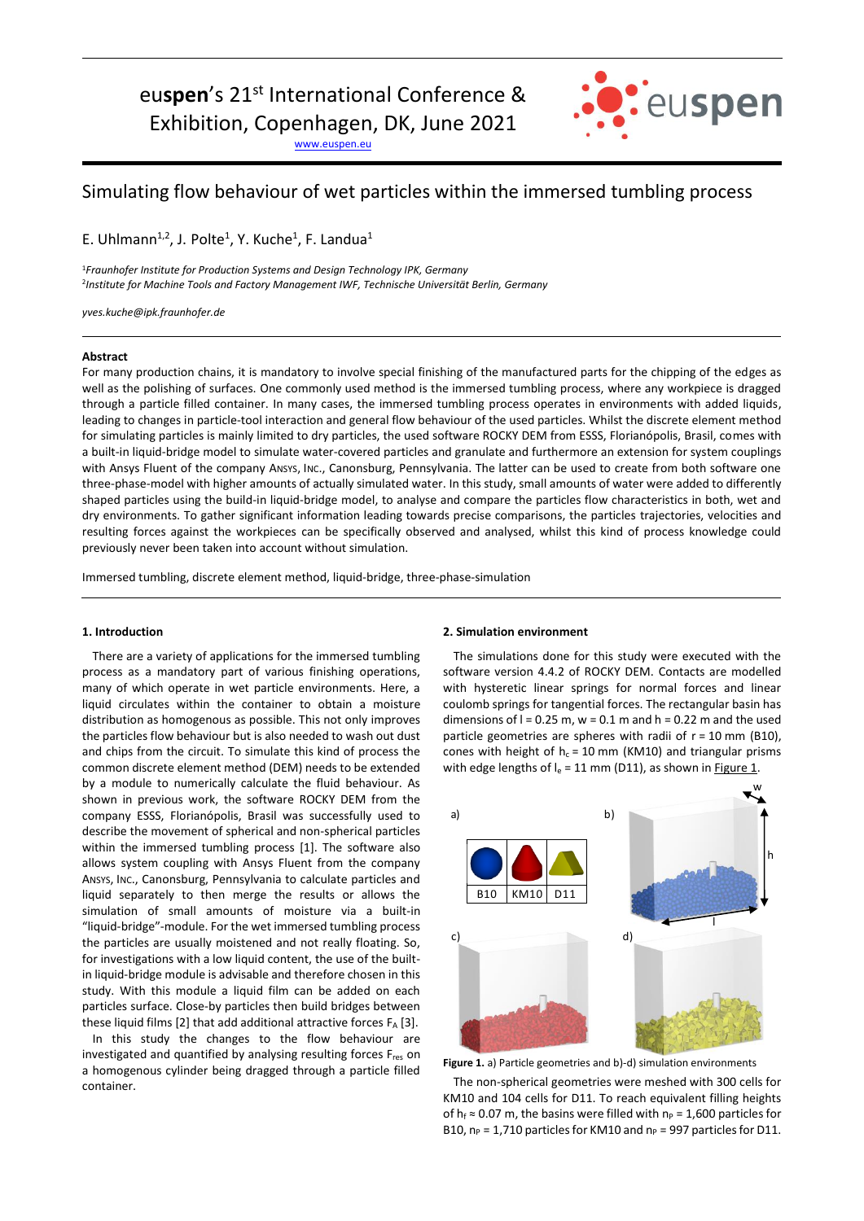euspen's 21st International Conference & Exhibition, Copenhagen, DK, June 2021

www.euspen.eu

# Simulating flow behaviour of wet particles within the immersed tumbling process

E. Uhlmann[1,2], J. Polte[1], Y. Kuche[1], F. Landua[1]

[1]*Fraunhofer Institute for Production Systems and Design Technology IPK, Germany*
[2]*Institute for Machine Tools and Factory Management IWF, Technische Universität Berlin, Germany*

*yves.kuche@ipk.fraunhofer.de*

## Abstract

For many production chains, it is mandatory to involve special finishing of the manufactured parts for the chipping of the edges as well as the polishing of surfaces. One commonly used method is the immersed tumbling process, where any workpiece is dragged through a particle filled container. In many cases, the immersed tumbling process operates in environments with added liquids, leading to changes in particle-tool interaction and general flow behaviour of the used particles. Whilst the discrete element method for simulating particles is mainly limited to dry particles, the used software ROCKY DEM from ESSS, Florianópolis, Brasil, comes with a built-in liquid-bridge model to simulate water-covered particles and granulate and furthermore an extension for system couplings with Ansys Fluent of the company ANSYS, INC., Canonsburg, Pennsylvania. The latter can be used to create from both software one three-phase-model with higher amounts of actually simulated water. In this study, small amounts of water were added to differently shaped particles using the build-in liquid-bridge model, to analyse and compare the particles flow characteristics in both, wet and dry environments. To gather significant information leading towards precise comparisons, the particles trajectories, velocities and resulting forces against the workpieces can be specifically observed and analysed, whilst this kind of process knowledge could previously never been taken into account without simulation.

Immersed tumbling, discrete element method, liquid-bridge, three-phase-simulation

### 1. Introduction

There are a variety of applications for the immersed tumbling process as a mandatory part of various finishing operations, many of which operate in wet particle environments. Here, a liquid circulates within the container to obtain a moisture distribution as homogenous as possible. This not only improves the particles flow behaviour but is also needed to wash out dust and chips from the circuit. To simulate this kind of process the common discrete element method (DEM) needs to be extended by a module to numerically calculate the fluid behaviour. As shown in previous work, the software ROCKY DEM from the company ESSS, Florianópolis, Brasil was successfully used to describe the movement of spherical and non-spherical particles within the immersed tumbling process [1]. The software also allows system coupling with Ansys Fluent from the company ANSYS, INC., Canonsburg, Pennsylvania to calculate particles and liquid separately to then merge the results or allows the simulation of small amounts of moisture via a built-in "liquid-bridge"-module. For the wet immersed tumbling process the particles are usually moistened and not really floating. So, for investigations with a low liquid content, the use of the built-in liquid-bridge module is advisable and therefore chosen in this study. With this module a liquid film can be added on each particles surface. Close-by particles then build bridges between these liquid films [2] that add additional attractive forces $F_A$ [3].

In this study the changes to the flow behaviour are investigated and quantified by analysing resulting forces $F_{res}$ on a homogenous cylinder being dragged through a particle filled container.

### 2. Simulation environment

The simulations done for this study were executed with the software version 4.4.2 of ROCKY DEM. Contacts are modelled with hysteretic linear springs for normal forces and linear coulomb springs for tangential forces. The rectangular basin has dimensions of l = 0.25 m, w = 0.1 m and h = 0.22 m and the used particle geometries are spheres with radii of r = 10 mm (B10), cones with height of $h_c$ = 10 mm (KM10) and triangular prisms with edge lengths of $l_e$ = 11 mm (D11), as shown in Figure 1.

**Figure 1.** a) Particle geometries and b)-d) simulation environments

The non-spherical geometries were meshed with 300 cells for KM10 and 104 cells for D11. To reach equivalent filling heights of $h_f$ ≈ 0.07 m, the basins were filled with $n_P$ = 1,600 particles for B10, $n_P$ = 1,710 particles for KM10 and $n_P$ = 997 particles for D11.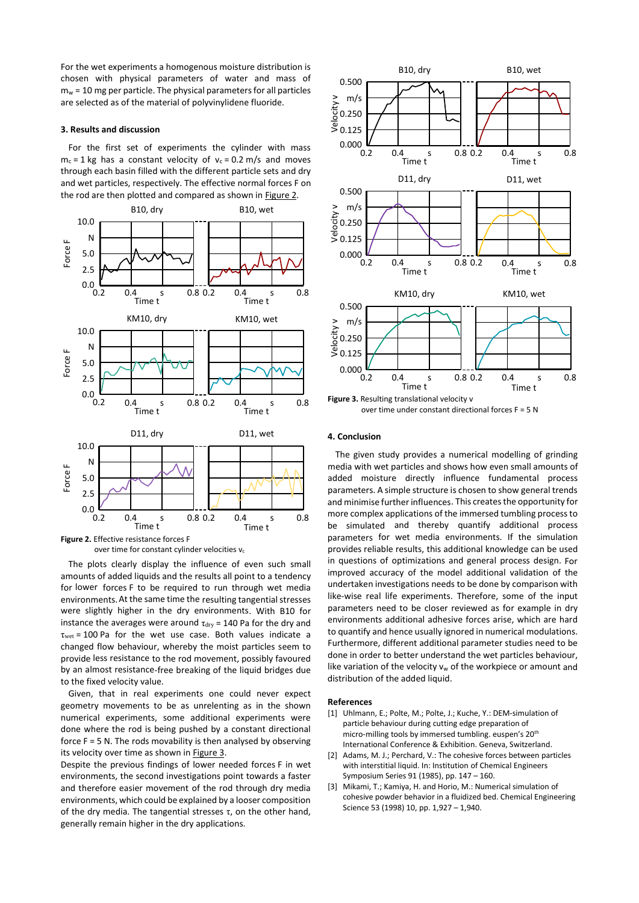For the wet experiments a homogenous moisture distribution is chosen with physical parameters of water and mass of $m_w$ = 10 mg per particle. The physical parameters for all particles are selected as of the material of polyvinylidene fluoride.

### 3. Results and discussion

For the first set of experiments the cylinder with mass $m_c$ = 1 kg has a constant velocity of $v_c$ = 0.2 m/s and moves through each basin filled with the different particle sets and dry and wet particles, respectively. The effective normal forces F on the rod are then plotted and compared as shown in Figure 2.

B10, dry
B10, wet
10.0
N
5.0
2.5
0.0
Force F
0.2
0.4
s
0.8 0.2
0.4
s
0.8
Time t
Time t

KM10, dry
KM10, wet
10.0
N
5.0
2.5
0.0
Force F
0.2
0.4
s
0.8 0.2
0.4
s
0.8
Time t
Time t

D11, dry
D11, wet
10.0
N
5.0
2.5
0.0
Force F
0.2
0.4
s
0.8 0.2
0.4
s
0.8
Time t
Time t

**Figure 2.** Effective resistance forces F over time for constant cylinder velocities $v_c$

The plots clearly display the influence of even such small amounts of added liquids and the results all point to a tendency for lower forces F to be required to run through wet media environments. At the same time the resulting tangential stresses were slightly higher in the dry environments. With B10 for instance the averages were around $\tau_{dry}$ = 140 Pa for the dry and $\tau_{wet}$ = 100 Pa for the wet use case. Both values indicate a changed flow behaviour, whereby the moist particles seem to provide less resistance to the rod movement, possibly favoured by an almost resistance-free breaking of the liquid bridges due to the fixed velocity value.

Given, that in real experiments one could never expect geometry movements to be as unrelenting as in the shown numerical experiments, some additional experiments were done where the rod is being pushed by a constant directional force F = 5 N. The rods movability is then analysed by observing its velocity over time as shown in Figure 3.

Despite the previous findings of lower needed forces F in wet environments, the second investigations point towards a faster and therefore easier movement of the rod through dry media environments, which could be explained by a looser composition of the dry media. The tangential stresses τ, on the other hand, generally remain higher in the dry applications.

B10, dry
B10, wet
0.500
m/s
0.250
0.125
0.000
Velocity v
0.2
0.4
s
0.8 0.2
0.4
s
0.8
Time t
Time t

D11, dry
D11, wet
0.500
m/s
0.250
0.125
0.000
Velocity v
0.2
0.4
s
0.8 0.2
0.4
s
0.8
Time t
Time t

KM10, dry
KM10, wet
0.500
m/s
0.250
0.125
0.000
Velocity v
0.2
0.4
s
0.8 0.2
0.4
s
0.8
Time t
Time t

**Figure 3.** Resulting translational velocity v over time under constant directional forces F = 5 N

### 4. Conclusion

The given study provides a numerical modelling of grinding media with wet particles and shows how even small amounts of added moisture directly influence fundamental process parameters. A simple structure is chosen to show general trends and minimise further influences. This creates the opportunity for more complex applications of the immersed tumbling process to be simulated and thereby quantify additional process parameters for wet media environments. If the simulation provides reliable results, this additional knowledge can be used in questions of optimizations and general process design. For improved accuracy of the model additional validation of the undertaken investigations needs to be done by comparison with like-wise real life experiments. Therefore, some of the input parameters need to be closer reviewed as for example in dry environments additional adhesive forces arise, which are hard to quantify and hence usually ignored in numerical modulations. Furthermore, different additional parameter studies need to be done in order to better understand the wet particles behaviour, like variation of the velocity $v_w$ of the workpiece or amount and distribution of the added liquid.

### References

[1] Uhlmann, E.; Polte, M.; Polte, J.; Kuche, Y.: DEM-simulation of particle behaviour during cutting edge preparation of micro-milling tools by immersed tumbling. euspen's 20th International Conference & Exhibition. Geneva, Switzerland.

[2] Adams, M. J.; Perchard, V.: The cohesive forces between particles with interstitial liquid. In: Institution of Chemical Engineers Symposium Series 91 (1985), pp. 147 – 160.

[3] Mikami, T.; Kamiya, H. and Horio, M.: Numerical simulation of cohesive powder behavior in a fluidized bed. Chemical Engineering Science 53 (1998) 10, pp. 1,927 – 1,940.